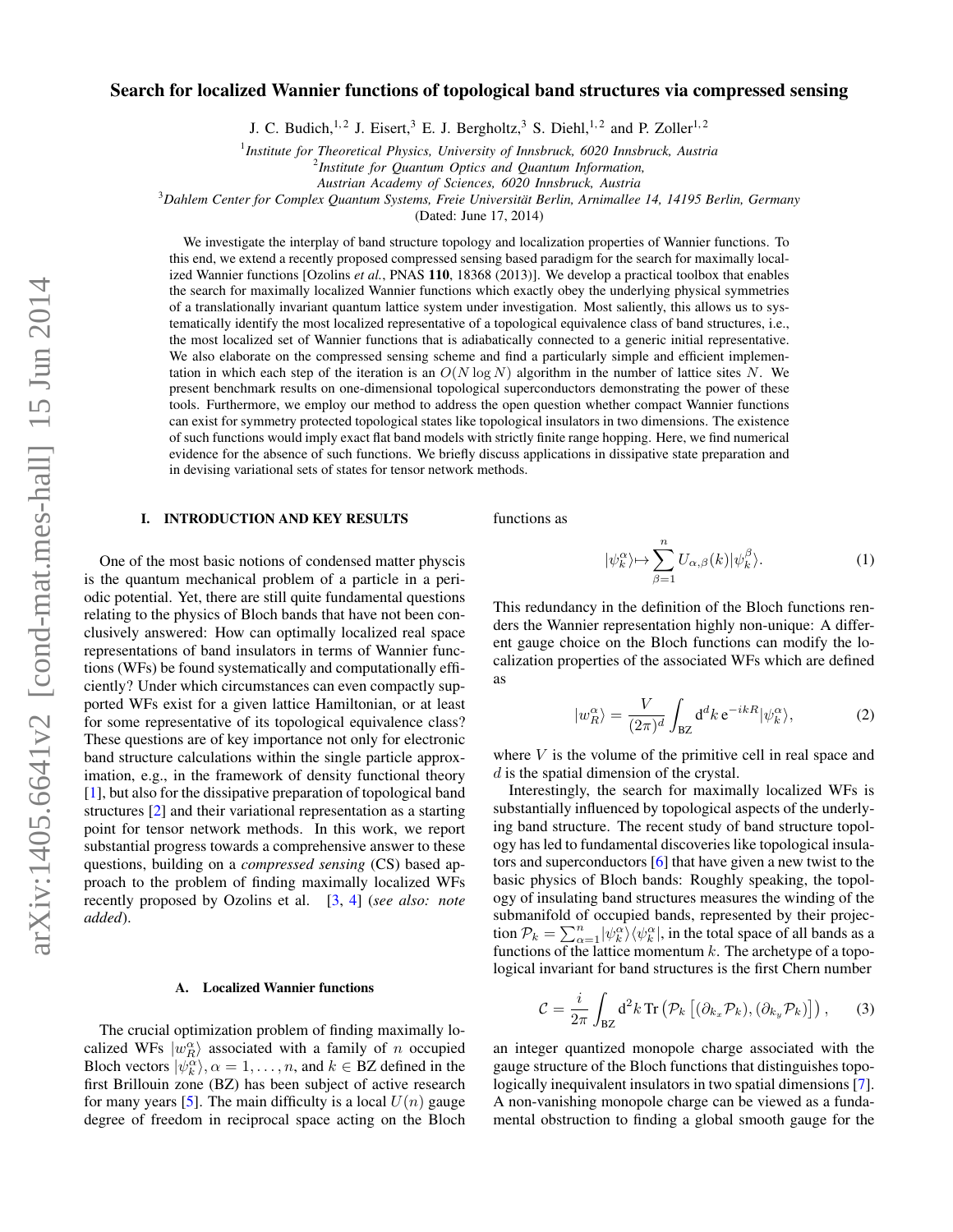# Search for localized Wannier functions of topological band structures via compressed sensing

J. C. Budich,[1,2] J. Eisert,[3] E. J. Bergholtz,[3] S. Diehl,[1,2] and P. Zoller[1,2]

[1] *Institute for Theoretical Physics, University of Innsbruck, 6020 Innsbruck, Austria*
[2] *Institute for Quantum Optics and Quantum Information, Austrian Academy of Sciences, 6020 Innsbruck, Austria*
[3] *Dahlem Center for Complex Quantum Systems, Freie Universität Berlin, Arnimallee 14, 14195 Berlin, Germany*

(Dated: June 17, 2014)

We investigate the interplay of band structure topology and localization properties of Wannier functions. To this end, we extend a recently proposed compressed sensing based paradigm for the search for maximally localized Wannier functions [Ozolins *et al.*, PNAS **110**, 18368 (2013)]. We develop a practical toolbox that enables the search for maximally localized Wannier functions which exactly obey the underlying physical symmetries of a translationally invariant quantum lattice system under investigation. Most saliently, this allows us to systematically identify the most localized representative of a topological equivalence class of band structures, i.e., the most localized set of Wannier functions that is adiabatically connected to a generic initial representative. We also elaborate on the compressed sensing scheme and find a particularly simple and efficient implementation in which each step of the iteration is an $O(N \log N)$ algorithm in the number of lattice sites $N$. We present benchmark results on one-dimensional topological superconductors demonstrating the power of these tools. Furthermore, we employ our method to address the open question whether compact Wannier functions can exist for symmetry protected topological states like topological insulators in two dimensions. The existence of such functions would imply exact flat band models with strictly finite range hopping. Here, we find numerical evidence for the absence of such functions. We briefly discuss applications in dissipative state preparation and in devising variational sets of states for tensor network methods.

## I. INTRODUCTION AND KEY RESULTS

One of the most basic notions of condensed matter physcis is the quantum mechanical problem of a particle in a periodic potential. Yet, there are still quite fundamental questions relating to the physics of Bloch bands that have not been conclusively answered: How can optimally localized real space representations of band insulators in terms of Wannier functions (WFs) be found systematically and computationally efficiently? Under which circumstances can even compactly supported WFs exist for a given lattice Hamiltonian, or at least for some representative of its topological equivalence class? These questions are of key importance not only for electronic band structure calculations within the single particle approximation, e.g., in the framework of density functional theory [1], but also for the dissipative preparation of topological band structures [2] and their variational representation as a starting point for tensor network methods. In this work, we report substantial progress towards a comprehensive answer to these questions, building on a *compressed sensing* (CS) based approach to the problem of finding maximally localized WFs recently proposed by Ozolins et al. [3, 4] (*see also: note added*).

### A. Localized Wannier functions

The crucial optimization problem of finding maximally localized WFs $|w_R^\alpha\rangle$ associated with a family of $n$ occupied Bloch vectors $|\psi_k^\alpha\rangle, \alpha = 1, \ldots, n$, and $k \in$ BZ defined in the first Brillouin zone (BZ) has been subject of active research for many years [5]. The main difficulty is a local $U(n)$ gauge degree of freedom in reciprocal space acting on the Bloch functions as

$$|\psi_k^\alpha\rangle \mapsto \sum_{\beta=1}^{n} U_{\alpha,\beta}(k)|\psi_k^\beta\rangle. \tag{1}$$

This redundancy in the definition of the Bloch functions renders the Wannier representation highly non-unique: A different gauge choice on the Bloch functions can modify the localization properties of the associated WFs which are defined as

$$|w_R^\alpha\rangle = \frac{V}{(2\pi)^d}\int_{\text{BZ}} \mathrm{d}^d k\, \mathrm{e}^{-ikR}|\psi_k^\alpha\rangle, \tag{2}$$

where $V$ is the volume of the primitive cell in real space and $d$ is the spatial dimension of the crystal.

Interestingly, the search for maximally localized WFs is substantially influenced by topological aspects of the underlying band structure. The recent study of band structure topology has led to fundamental discoveries like topological insulators and superconductors [6] that have given a new twist to the basic physics of Bloch bands: Roughly speaking, the topology of insulating band structures measures the winding of the submanifold of occupied bands, represented by their projection $\mathcal{P}_k = \sum_{\alpha=1}^{n}|\psi_k^\alpha\rangle\langle\psi_k^\alpha|$, in the total space of all bands as a functions of the lattice momentum $k$. The archetype of a topological invariant for band structures is the first Chern number

$$\mathcal{C} = \frac{i}{2\pi}\int_{\text{BZ}} \mathrm{d}^2 k\, \mathrm{Tr}\left(\mathcal{P}_k\left[(\partial_{k_x}\mathcal{P}_k), (\partial_{k_y}\mathcal{P}_k)\right]\right), \tag{3}$$

an integer quantized monopole charge associated with the gauge structure of the Bloch functions that distinguishes topologically inequivalent insulators in two spatial dimensions [7]. A non-vanishing monopole charge can be viewed as a fundamental obstruction to finding a global smooth gauge for the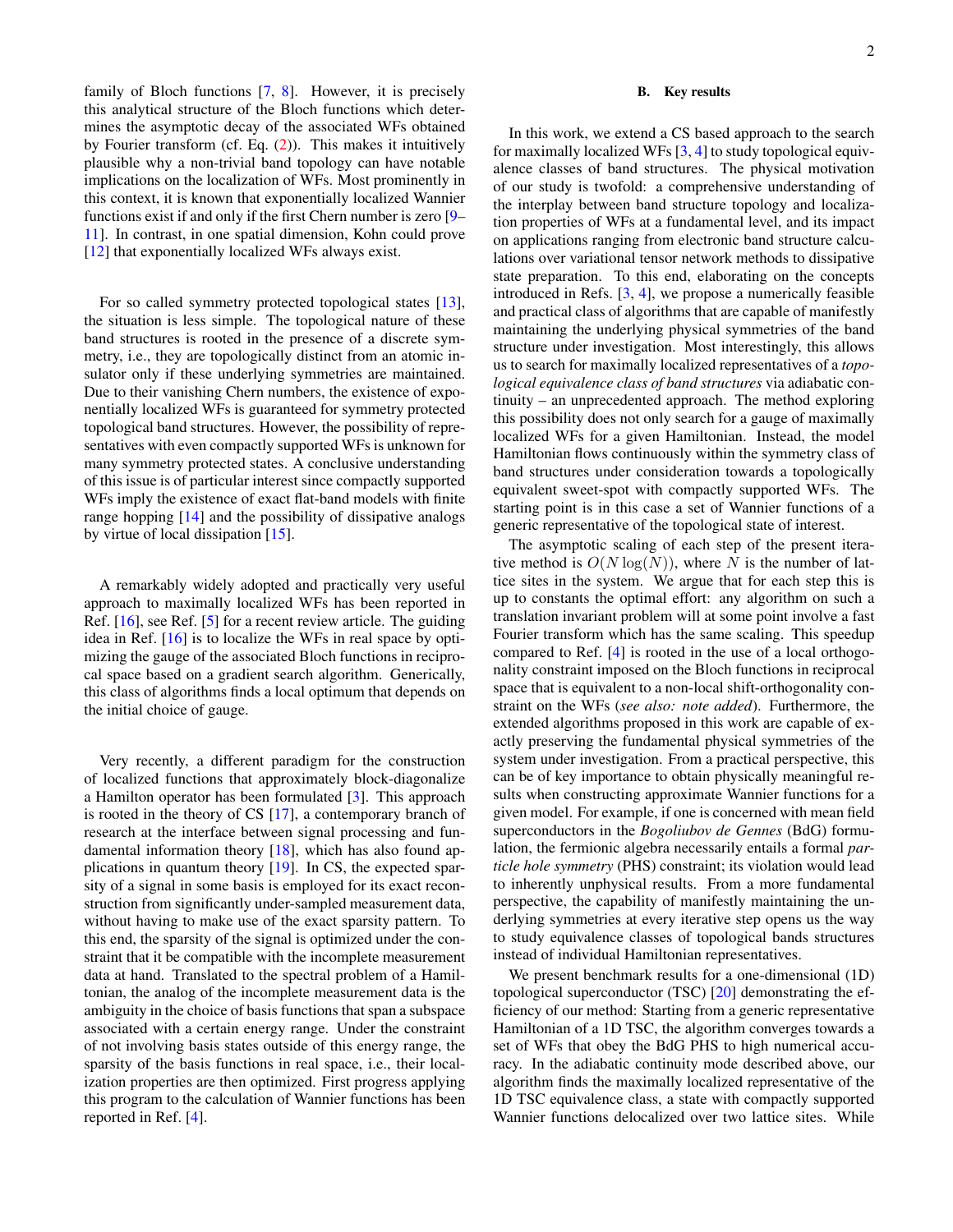family of Bloch functions [7, 8]. However, it is precisely this analytical structure of the Bloch functions which determines the asymptotic decay of the associated WFs obtained by Fourier transform (cf. Eq. (2)). This makes it intuitively plausible why a non-trivial band topology can have notable implications on the localization of WFs. Most prominently in this context, it is known that exponentially localized Wannier functions exist if and only if the first Chern number is zero [9–11]. In contrast, in one spatial dimension, Kohn could prove [12] that exponentially localized WFs always exist.

For so called symmetry protected topological states [13], the situation is less simple. The topological nature of these band structures is rooted in the presence of a discrete symmetry, i.e., they are topologically distinct from an atomic insulator only if these underlying symmetries are maintained. Due to their vanishing Chern numbers, the existence of exponentially localized WFs is guaranteed for symmetry protected topological band structures. However, the possibility of representatives with even compactly supported WFs is unknown for many symmetry protected states. A conclusive understanding of this issue is of particular interest since compactly supported WFs imply the existence of exact flat-band models with finite range hopping [14] and the possibility of dissipative analogs by virtue of local dissipation [15].

A remarkably widely adopted and practically very useful approach to maximally localized WFs has been reported in Ref. [16], see Ref. [5] for a recent review article. The guiding idea in Ref. [16] is to localize the WFs in real space by optimizing the gauge of the associated Bloch functions in reciprocal space based on a gradient search algorithm. Generically, this class of algorithms finds a local optimum that depends on the initial choice of gauge.

Very recently, a different paradigm for the construction of localized functions that approximately block-diagonalize a Hamilton operator has been formulated [3]. This approach is rooted in the theory of CS [17], a contemporary branch of research at the interface between signal processing and fundamental information theory [18], which has also found applications in quantum theory [19]. In CS, the expected sparsity of a signal in some basis is employed for its exact reconstruction from significantly under-sampled measurement data, without having to make use of the exact sparsity pattern. To this end, the sparsity of the signal is optimized under the constraint that it be compatible with the incomplete measurement data at hand. Translated to the spectral problem of a Hamiltonian, the analog of the incomplete measurement data is the ambiguity in the choice of basis functions that span a subspace associated with a certain energy range. Under the constraint of not involving basis states outside of this energy range, the sparsity of the basis functions in real space, i.e., their localization properties are then optimized. First progress applying this program to the calculation of Wannier functions has been reported in Ref. [4].

### B. Key results

In this work, we extend a CS based approach to the search for maximally localized WFs [3, 4] to study topological equivalence classes of band structures. The physical motivation of our study is twofold: a comprehensive understanding of the interplay between band structure topology and localization properties of WFs at a fundamental level, and its impact on applications ranging from electronic band structure calculations over variational tensor network methods to dissipative state preparation. To this end, elaborating on the concepts introduced in Refs. [3, 4], we propose a numerically feasible and practical class of algorithms that are capable of manifestly maintaining the underlying physical symmetries of the band structure under investigation. Most interestingly, this allows us to search for maximally localized representatives of a *topological equivalence class of band structures* via adiabatic continuity – an unprecedented approach. The method exploring this possibility does not only search for a gauge of maximally localized WFs for a given Hamiltonian. Instead, the model Hamiltonian flows continuously within the symmetry class of band structures under consideration towards a topologically equivalent sweet-spot with compactly supported WFs. The starting point is in this case a set of Wannier functions of a generic representative of the topological state of interest.

The asymptotic scaling of each step of the present iterative method is $O(N\log(N))$, where $N$ is the number of lattice sites in the system. We argue that for each step this is up to constants the optimal effort: any algorithm on such a translation invariant problem will at some point involve a fast Fourier transform which has the same scaling. This speedup compared to Ref. [4] is rooted in the use of a local orthogonality constraint imposed on the Bloch functions in reciprocal space that is equivalent to a non-local shift-orthogonality constraint on the WFs (*see also: note added*). Furthermore, the extended algorithms proposed in this work are capable of exactly preserving the fundamental physical symmetries of the system under investigation. From a practical perspective, this can be of key importance to obtain physically meaningful results when constructing approximate Wannier functions for a given model. For example, if one is concerned with mean field superconductors in the *Bogoliubov de Gennes* (BdG) formulation, the fermionic algebra necessarily entails a formal *particle hole symmetry* (PHS) constraint; its violation would lead to inherently unphysical results. From a more fundamental perspective, the capability of manifestly maintaining the underlying symmetries at every iterative step opens us the way to study equivalence classes of topological bands structures instead of individual Hamiltonian representatives.

We present benchmark results for a one-dimensional (1D) topological superconductor (TSC) [20] demonstrating the efficiency of our method: Starting from a generic representative Hamiltonian of a 1D TSC, the algorithm converges towards a set of WFs that obey the BdG PHS to high numerical accuracy. In the adiabatic continuity mode described above, our algorithm finds the maximally localized representative of the 1D TSC equivalence class, a state with compactly supported Wannier functions delocalized over two lattice sites. While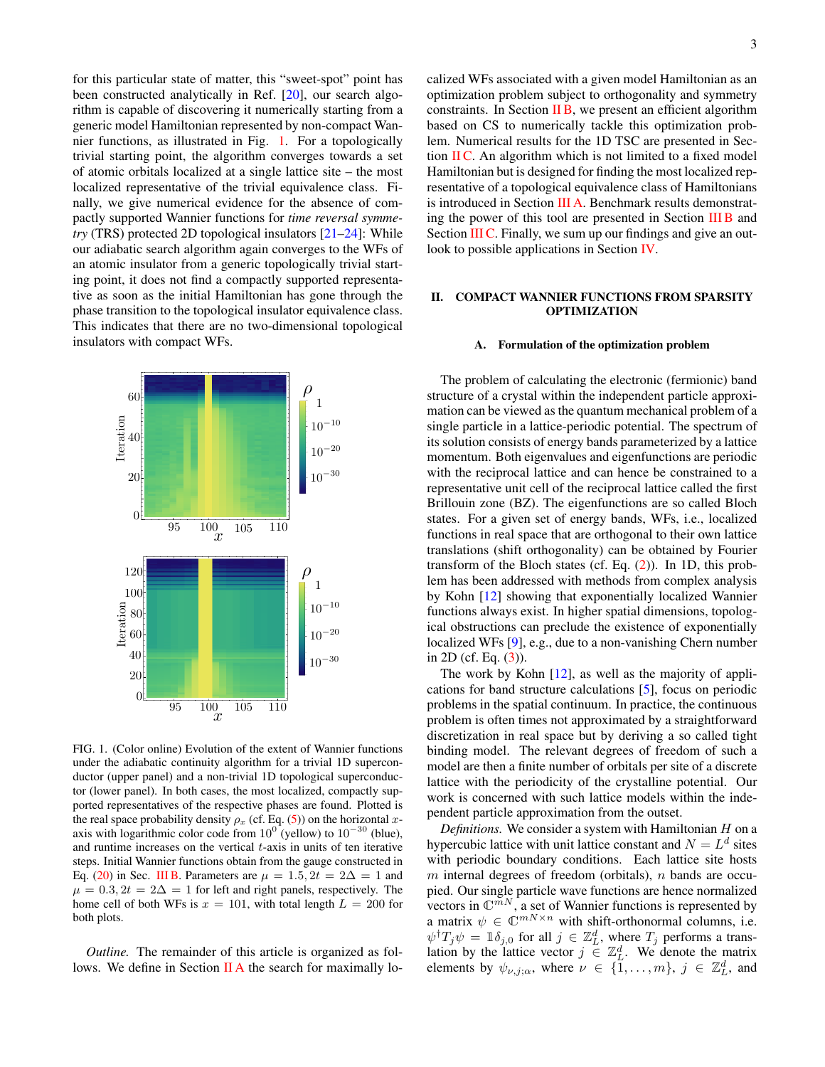for this particular state of matter, this "sweet-spot" point has been constructed analytically in Ref. [20], our search algorithm is capable of discovering it numerically starting from a generic model Hamiltonian represented by non-compact Wannier functions, as illustrated in Fig. 1. For a topologically trivial starting point, the algorithm converges towards a set of atomic orbitals localized at a single lattice site – the most localized representative of the trivial equivalence class. Finally, we give numerical evidence for the absence of compactly supported Wannier functions for *time reversal symmetry* (TRS) protected 2D topological insulators [21–24]: While our adiabatic search algorithm again converges to the WFs of an atomic insulator from a generic topologically trivial starting point, it does not find a compactly supported representative as soon as the initial Hamiltonian has gone through the phase transition to the topological insulator equivalence class. This indicates that there are no two-dimensional topological insulators with compact WFs.

FIG. 1. (Color online) Evolution of the extent of Wannier functions under the adiabatic continuity algorithm for a trivial 1D superconductor (upper panel) and a non-trivial 1D topological superconductor (lower panel). In both cases, the most localized, compactly supported representatives of the respective phases are found. Plotted is the real space probability density $\rho_x$ (cf. Eq. (5)) on the horizontal $x$-axis with logarithmic color code from $10^0$ (yellow) to $10^{-30}$ (blue), and runtime increases on the vertical $t$-axis in units of ten iterative steps. Initial Wannier functions obtain from the gauge constructed in Eq. (20) in Sec. III B. Parameters are $\mu = 1.5, 2t = 2\Delta = 1$ and $\mu = 0.3, 2t = 2\Delta = 1$ for left and right panels, respectively. The home cell of both WFs is $x = 101$, with total length $L = 200$ for both plots.

*Outline.* The remainder of this article is organized as follows. We define in Section II A the search for maximally localized WFs associated with a given model Hamiltonian as an optimization problem subject to orthogonality and symmetry constraints. In Section II B, we present an efficient algorithm based on CS to numerically tackle this optimization problem. Numerical results for the 1D TSC are presented in Section II C. An algorithm which is not limited to a fixed model Hamiltonian but is designed for finding the most localized representative of a topological equivalence class of Hamiltonians is introduced in Section III A. Benchmark results demonstrating the power of this tool are presented in Section III B and Section III C. Finally, we sum up our findings and give an outlook to possible applications in Section IV.

## II. COMPACT WANNIER FUNCTIONS FROM SPARSITY OPTIMIZATION

### A. Formulation of the optimization problem

The problem of calculating the electronic (fermionic) band structure of a crystal within the independent particle approximation can be viewed as the quantum mechanical problem of a single particle in a lattice-periodic potential. The spectrum of its solution consists of energy bands parameterized by a lattice momentum. Both eigenvalues and eigenfunctions are periodic with the reciprocal lattice and can hence be constrained to a representative unit cell of the reciprocal lattice called the first Brillouin zone (BZ). The eigenfunctions are so called Bloch states. For a given set of energy bands, WFs, i.e., localized functions in real space that are orthogonal to their own lattice translations (shift orthogonality) can be obtained by Fourier transform of the Bloch states (cf. Eq. (2)). In 1D, this problem has been addressed with methods from complex analysis by Kohn [12] showing that exponentially localized Wannier functions always exist. In higher spatial dimensions, topological obstructions can preclude the existence of exponentially localized WFs [9], e.g., due to a non-vanishing Chern number in 2D (cf. Eq. (3)).

The work by Kohn [12], as well as the majority of applications for band structure calculations [5], focus on periodic problems in the spatial continuum. In practice, the continuous problem is not often times approximated by a straightforward discretization in real space but by deriving a so called tight binding model. The relevant degrees of freedom of such a model are then a finite number of orbitals per site of a discrete lattice with the periodicity of the crystalline potential. Our work is concerned with such lattice models within the independent particle approximation from the outset.

*Definitions.* We consider a system with Hamiltonian $H$ on a hypercubic lattice with unit lattice constant and $N = L^d$ sites with periodic boundary conditions. Each lattice site hosts $m$ internal degrees of freedom (orbitals), $n$ bands are occupied. Our single particle wave functions are hence normalized vectors in $\mathbb{C}^{mN}$, a set of Wannier functions is represented by a matrix $\psi \in \mathbb{C}^{mN \times n}$ with shift-orthonormal columns, i.e. $\psi^\dagger T_j \psi = \mathbb{1}\delta_{j,0}$ for all $j \in \mathbb{Z}_L^d$, where $T_j$ performs a translation by the lattice vector $j \in \mathbb{Z}_L^d$. We denote the matrix elements by $\psi_{\nu,j;\alpha}$, where $\nu \in \{1, \ldots, m\}$, $j \in \mathbb{Z}_L^d$, and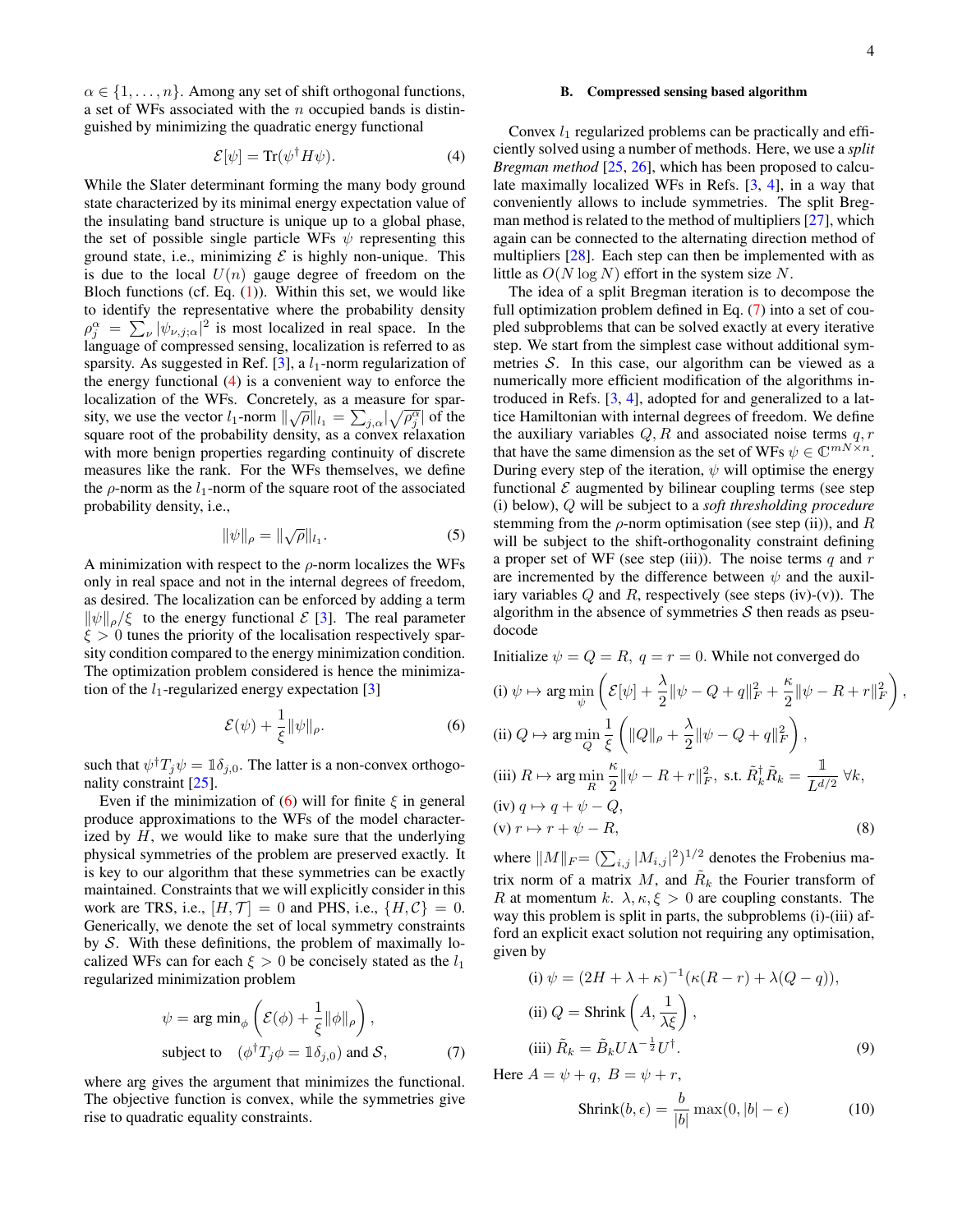$\alpha \in \{1, \ldots, n\}$. Among any set of shift orthogonal functions, a set of WFs associated with the $n$ occupied bands is distinguished by minimizing the quadratic energy functional

$$\mathcal{E}[\psi] = \mathrm{Tr}(\psi^\dagger H \psi). \tag{4}$$

While the Slater determinant forming the many body ground state characterized by its minimal energy expectation value of the insulating band structure is unique up to a global phase, the set of possible single particle WFs $\psi$ representing this ground state, i.e., minimizing $\mathcal{E}$ is highly non-unique. This is due to the local $U(n)$ gauge degree of freedom on the Bloch functions (cf. Eq. (1)). Within this set, we would like to identify the representative where the probability density $\rho_j^\alpha = \sum_\nu |\psi_{\nu,j;\alpha}|^2$ is most localized in real space. In the language of compressed sensing, localization is referred to as sparsity. As suggested in Ref. [3], a $l_1$-norm regularization of the energy functional (4) is a convenient way to enforce the localization of the WFs. Concretely, as a measure for sparsity, we use the vector $l_1$-norm $\|\sqrt{\rho}\|_{l_1} = \sum_{j,\alpha} |\sqrt{\rho_j^\alpha}|$ of the square root of the probability density, as a convex relaxation with more benign properties regarding continuity of discrete measures like the rank. For the WFs themselves, we define the $\rho$-norm as the $l_1$-norm of the square root of the associated probability density, i.e.,

$$\|\psi\|_\rho = \|\sqrt{\rho}\|_{l_1}. \tag{5}$$

A minimization with respect to the $\rho$-norm localizes the WFs only in real space and not in the internal degrees of freedom, as desired. The localization can be enforced by adding a term $\|\psi\|_\rho/\xi$ to the energy functional $\mathcal{E}$ [3]. The real parameter $\xi > 0$ tunes the priority of the localisation respectively sparsity condition compared to the energy minimization condition. The optimization problem considered is hence the minimization of the $l_1$-regularized energy expectation [3]

$$\mathcal{E}(\psi) + \frac{1}{\xi}\|\psi\|_\rho. \tag{6}$$

such that $\psi^\dagger T_j \psi = \mathbb{1}\delta_{j,0}$. The latter is a non-convex orthogonality constraint [25].

Even if the minimization of (6) will for finite $\xi$ in general produce approximations to the WFs of the model characterized by $H$, we would like to make sure that the underlying physical symmetries of the problem are preserved exactly. It is key to our algorithm that these symmetries can be exactly maintained. Constraints that we will explicitly consider in this work are TRS, i.e., $[H, \mathcal{T}] = 0$ and PHS, i.e., $\{H, \mathcal{C}\} = 0$. Generically, we denote the set of local symmetry constraints by $\mathcal{S}$. With these definitions, the problem of maximally localized WFs can for each $\xi > 0$ be concisely stated as the $l_1$ regularized minimization problem

$$\psi = \arg\min_\phi \left(\mathcal{E}(\phi) + \frac{1}{\xi}\|\phi\|_\rho\right),$$
$$\text{subject to} \quad (\phi^\dagger T_j \phi = \mathbb{1}\delta_{j,0}) \text{ and } \mathcal{S}, \tag{7}$$

where arg gives the argument that minimizes the functional. The objective function is convex, while the symmetries give rise to quadratic equality constraints.

### B. Compressed sensing based algorithm

Convex $l_1$ regularized problems can be practically and efficiently solved using a number of methods. Here, we use a *split Bregman method* [25, 26], which has been proposed to calculate maximally localized WFs in Refs. [3, 4], in a way that conveniently allows to include symmetries. The split Bregman method is related to the method of multipliers [27], which again can be connected to the alternating direction method of multipliers [28]. Each step can then be implemented with as little as $O(N \log N)$ effort in the system size $N$.

The idea of a split Bregman iteration is to decompose the full optimization problem defined in Eq. (7) into a set of coupled subproblems that can be solved exactly at every iterative step. We start from the simplest case without additional symmetries $\mathcal{S}$. In this case, our algorithm can be viewed as a numerically more efficient modification of the algorithms introduced in Refs. [3, 4], adopted for and generalized to a lattice Hamiltonian with internal degrees of freedom. We define the auxiliary variables $Q, R$ and associated noise terms $q, r$ that have the same dimension as the set of WFs $\psi \in \mathbb{C}^{mN\times n}$. During every step of the iteration, $\psi$ will optimise the energy functional $\mathcal{E}$ augmented by bilinear coupling terms (see step (i) below), $Q$ will be subject to a *soft thresholding procedure* stemming from the $\rho$-norm optimisation (see step (ii)), and $R$ will be subject to the shift-orthogonality constraint defining a proper set of WF (see step (iii)). The noise terms $q$ and $r$ are incremented by the difference between $\psi$ and the auxiliary variables $Q$ and $R$, respectively (see steps (iv)-(v)). The algorithm in the absence of symmetries $\mathcal{S}$ then reads as pseudocode

Initialize $\psi = Q = R$, $q = r = 0$. While not converged do

$$\begin{aligned}
&\text{(i) } \psi \mapsto \arg\min_\psi \left(\mathcal{E}[\psi] + \frac{\lambda}{2}\|\psi - Q + q\|_F^2 + \frac{\kappa}{2}\|\psi - R + r\|_F^2\right),\\
&\text{(ii) } Q \mapsto \arg\min_Q \frac{1}{\xi}\left(\|Q\|_\rho + \frac{\lambda}{2}\|\psi - Q + q\|_F^2\right),\\
&\text{(iii) } R \mapsto \arg\min_R \frac{\kappa}{2}\|\psi - R + r\|_F^2, \text{ s.t. } \tilde{R}_k^\dagger \tilde{R}_k = \frac{\mathbb{1}}{L^{d/2}}\ \forall k,\\
&\text{(iv) } q \mapsto q + \psi - Q,\\
&\text{(v) } r \mapsto r + \psi - R,
\end{aligned} \tag{8}$$

where $\|M\|_F = (\sum_{i,j} |M_{i,j}|^2)^{1/2}$ denotes the Frobenius matrix norm of a matrix $M$, and $\tilde{R}_k$ the Fourier transform of $R$ at momentum $k$. $\lambda, \kappa, \xi > 0$ are coupling constants. The way this problem is split in parts, the subproblems (i)-(iii) afford an explicit exact solution not requiring any optimisation, given by

$$\begin{aligned}
&\text{(i) } \psi = (2H + \lambda + \kappa)^{-1}(\kappa(R - r) + \lambda(Q - q)),\\
&\text{(ii) } Q = \mathrm{Shrink}\left(A, \frac{1}{\lambda\xi}\right),\\
&\text{(iii) } \tilde{R}_k = \tilde{B}_k U \Lambda^{-\frac{1}{2}} U^\dagger.
\end{aligned} \tag{9}$$

Here $A = \psi + q$, $B = \psi + r$,

$$\mathrm{Shrink}(b, \epsilon) = \frac{b}{|b|}\max(0, |b| - \epsilon) \tag{10}$$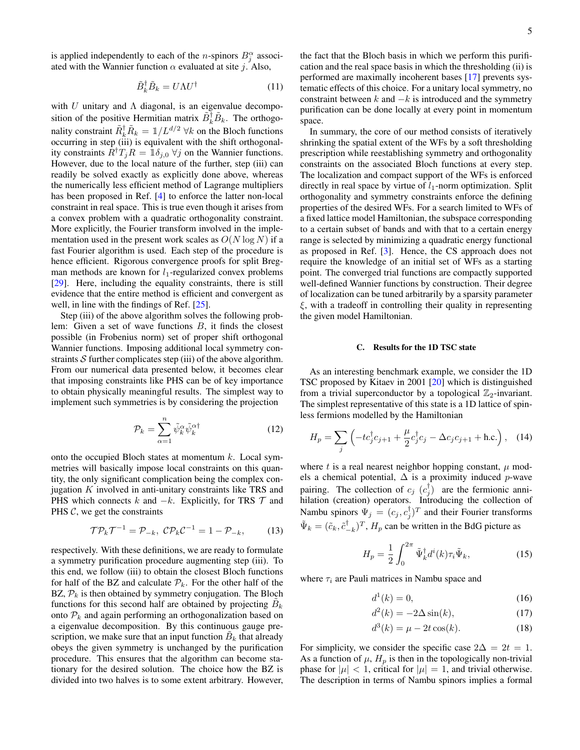is applied independently to each of the $n$-spinors $B_j^\alpha$ associated with the Wannier function $\alpha$ evaluated at site $j$. Also,

$$\tilde{B}_k^\dagger \tilde{B}_k = U \Lambda U^\dagger \tag{11}$$

with $U$ unitary and $\Lambda$ diagonal, is an eigenvalue decomposition of the positive Hermitian matrix $\tilde{B}_k^\dagger \tilde{B}_k$. The orthogonality constraint $\tilde{R}_k^\dagger \tilde{R}_k = \mathbb{1}/L^{d/2}\ \forall k$ on the Bloch functions occurring in step (iii) is equivalent with the shift orthogonality constraints $R^\dagger T_j R = \mathbb{1}\delta_{j,0}\ \forall j$ on the Wannier functions. However, due to the local nature of the further, step (iii) can readily be solved exactly as explicitly done above, whereas the numerically less efficient method of Lagrange multipliers has been proposed in Ref. [4] to enforce the latter non-local constraint in real space. This is true even though it arises from a convex problem with a quadratic orthogonality constraint. More explicitly, the Fourier transform involved in the implementation used in the present work scales as $O(N \log N)$ if a fast Fourier algorithm is used. Each step of the procedure is hence efficient. Rigorous convergence proofs for split Bregman methods are known for $l_1$-regularized convex problems [29]. Here, including the equality constraints, there is still evidence that the entire method is efficient and convergent as well, in line with the findings of Ref. [25].

Step (iii) of the above algorithm solves the following problem: Given a set of wave functions $B$, it finds the closest possible (in Frobenius norm) set of proper shift orthogonal Wannier functions. Imposing additional local symmetry constraints $\mathcal{S}$ further complicates step (iii) of the above algorithm. From our numerical data presented below, it becomes clear that imposing constraints like PHS can be of key importance to obtain physically meaningful results. The simplest way to implement such symmetries is by considering the projection

$$\mathcal{P}_k = \sum_{\alpha=1}^{n} \tilde{\psi}_k^\alpha \tilde{\psi}_k^{\alpha\dagger} \tag{12}$$

onto the occupied Bloch states at momentum $k$. Local symmetries will basically impose local constraints on this quantity, the only significant complication being the complex conjugation $K$ involved in anti-unitary constraints like TRS and PHS which connects $k$ and $-k$. Explicitly, for TRS $\mathcal{T}$ and PHS $\mathcal{C}$, we get the constraints

$$\mathcal{T}\mathcal{P}_k\mathcal{T}^{-1} = \mathcal{P}_{-k},\ \mathcal{C}\mathcal{P}_k\mathcal{C}^{-1} = 1 - \mathcal{P}_{-k}, \tag{13}$$

respectively. With these definitions, we are ready to formulate a symmetry purification procedure augmenting step (iii). To this end, we follow (iii) to obtain the closest Bloch functions for half of the BZ and calculate $\mathcal{P}_k$. For the other half of the BZ, $\mathcal{P}_k$ is then obtained by symmetry conjugation. The Bloch functions for this second half are obtained by projecting $\tilde{B}_k$ onto $\mathcal{P}_k$ and again performing an orthogonalization based on a eigenvalue decomposition. By this continuous gauge prescription, we make sure that an input function $\tilde{B}_k$ that already obeys the given symmetry is unchanged by the purification procedure. This ensures that the algorithm can become stationary for the desired solution. The choice how the BZ is divided into two halves is to some extent arbitrary. However, the fact that the Bloch basis in which we perform this purification and the real space basis in which the thresholding (ii) is performed are maximally incoherent bases [17] prevents systematic effects of this choice. For a unitary local symmetry, no constraint between $k$ and $-k$ is introduced and the symmetry purification can be done locally at every point in momentum space.

In summary, the core of our method consists of iteratively shrinking the spatial extent of the WFs by a soft thresholding prescription while reestablishing symmetry and orthogonality constraints on the associated Bloch functions at every step. The localization and compact support of the WFs is enforced directly in real space by virtue of $l_1$-norm optimization. Split orthogonality and symmetry constraints enforce the defining properties of the desired WFs. For a search limited to WFs of a fixed lattice model Hamiltonian, the subspace corresponding to a certain subset of bands and with that to a certain energy range is selected by minimizing a quadratic energy functional as proposed in Ref. [3]. Hence, the CS approach does not require the knowledge of an initial set of WFs as a starting point. The converged trial functions are compactly supported well-defined Wannier functions by construction. Their degree of localization can be tuned arbitrarily by a sparsity parameter $\xi$, with a tradeoff in controlling their quality in representing the given model Hamiltonian.

### C. Results for the 1D TSC state

As an interesting benchmark example, we consider the 1D TSC proposed by Kitaev in 2001 [20] which is distinguished from a trivial superconductor by a topological $\mathbb{Z}_2$-invariant. The simplest representative of this state is a 1D lattice of spinless fermions modelled by the Hamiltonian

$$H_p = \sum_j \left( -t c_j^\dagger c_{j+1} + \frac{\mu}{2} c_j^\dagger c_j - \Delta c_j c_{j+1} + \text{h.c.} \right), \tag{14}$$

where $t$ is a real nearest neighbor hopping constant, $\mu$ models a chemical potential, $\Delta$ is a proximity induced $p$-wave pairing. The collection of $c_j$ $(c_j^\dagger)$ are the fermionic annihilation (creation) operators. Introducing the collection of Nambu spinors $\Psi_j = (c_j, c_j^\dagger)^T$ and their Fourier transforms $\tilde{\Psi}_k = (\tilde{c}_k, \tilde{c}_{-k}^\dagger)^T$, $H_p$ can be written in the BdG picture as

$$H_p = \frac{1}{2} \int_0^{2\pi} \tilde{\Psi}_k^\dagger d^i(k) \tau_i \tilde{\Psi}_k, \tag{15}$$

where $\tau_i$ are Pauli matrices in Nambu space and

$$d^1(k) = 0, \tag{16}$$

$$d^2(k) = -2\Delta \sin(k), \tag{17}$$

$$d^3(k) = \mu - 2t\cos(k). \tag{18}$$

For simplicity, we consider the specific case $2\Delta = 2t = 1$. As a function of $\mu$, $H_p$ is then in the topologically non-trivial phase for $|\mu| < 1$, critical for $|\mu| = 1$, and trivial otherwise. The description in terms of Nambu spinors implies a formal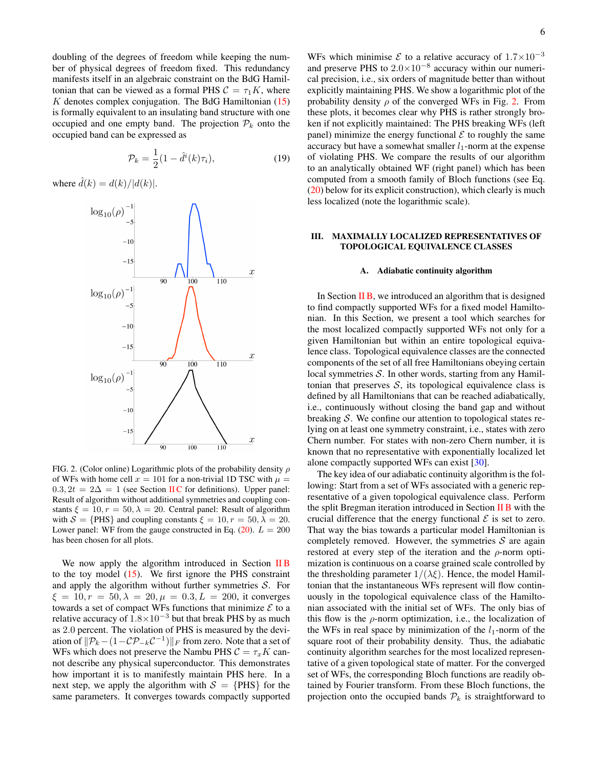doubling of the degrees of freedom while keeping the number of physical degrees of freedom fixed. This redundancy manifests itself in an algebraic constraint on the BdG Hamiltonian that can be viewed as a formal PHS $\mathcal{C} = \tau_1 K$, where $K$ denotes complex conjugation. The BdG Hamiltonian (15) is formally equivalent to an insulating band structure with one occupied and one empty band. The projection $\mathcal{P}_k$ onto the occupied band can be expressed as

$$\mathcal{P}_k = \frac{1}{2}(1 - \hat{d}^i(k)\tau_i), \tag{19}$$

where $\hat{d}(k) = d(k)/|d(k)|$.

FIG. 2. (Color online) Logarithmic plots of the probability density $\rho$ of WFs with home cell $x = 101$ for a non-trivial 1D TSC with $\mu = 0.3, 2t = 2\Delta = 1$ (see Section II C for definitions). Upper panel: Result of algorithm without additional symmetries and coupling constants $\xi = 10, r = 50, \lambda = 20$. Central panel: Result of algorithm with $\mathcal{S} = \{\text{PHS}\}$ and coupling constants $\xi = 10, r = 50, \lambda = 20$. Lower panel: WF from the gauge constructed in Eq. (20). $L = 200$ has been chosen for all plots.

We now apply the algorithm introduced in Section II B to the toy model (15). We first ignore the PHS constraint and apply the algorithm without further symmetries $\mathcal{S}$. For $\xi = 10, r = 50, \lambda = 20, \mu = 0.3, L = 200$, it converges towards a set of compact WFs functions that minimize $\mathcal{E}$ to a relative accuracy of $1.8\times10^{-3}$ but that break PHS by as much as 2.0 percent. The violation of PHS is measured by the deviation of $\|\mathcal{P}_k - (1 - \mathcal{C}\mathcal{P}_{-k}\mathcal{C}^{-1})\|_F$ from zero. Note that a set of WFs which does not preserve the Nambu PHS $\mathcal{C} = \tau_x K$ cannot describe any physical superconductor. This demonstrates how important it is to manifestly maintain PHS here. In a next step, we apply the algorithm with $\mathcal{S} = \{\text{PHS}\}$ for the same parameters. It converges towards compactly supported WFs which minimise $\mathcal{E}$ to a relative accuracy of $1.7\times10^{-3}$ and preserve PHS to $2.0\times10^{-8}$ accuracy within our numerical precision, i.e., six orders of magnitude better than without explicitly maintaining PHS. We show a logarithmic plot of the probability density $\rho$ of the converged WFs in Fig. 2. From these plots, it becomes clear why PHS is rather strongly broken if not explicitly maintained: The PHS breaking WFs (left panel) minimize the energy functional $\mathcal{E}$ to roughly the same accuracy but have a somewhat smaller $l_1$-norm at the expense of violating PHS. We compare the results of our algorithm to an analytically obtained WF (right panel) which has been computed from a smooth family of Bloch functions (see Eq. (20) below for its explicit construction), which clearly is much less localized (note the logarithmic scale).

## III. MAXIMALLY LOCALIZED REPRESENTATIVES OF TOPOLOGICAL EQUIVALENCE CLASSES

### A. Adiabatic continuity algorithm

In Section II B, we introduced an algorithm that is designed to find compactly supported WFs for a fixed model Hamiltonian. In this Section, we present a tool which searches for the most localized compactly supported WFs not only for a given Hamiltonian but within an entire topological equivalence class. Topological equivalence classes are the connected components of the set of all free Hamiltonians obeying certain local symmetries $\mathcal{S}$. In other words, starting from any Hamiltonian that preserves $\mathcal{S}$, its topological equivalence class is defined by all Hamiltonians that can be reached adiabatically, i.e., continuously without closing the band gap and without breaking $\mathcal{S}$. We confine our attention to topological states relying on at least one symmetry constraint, i.e., states with zero Chern number. For states with non-zero Chern number, it is known that no representative with exponentially localized let alone compactly supported WFs can exist [30].

The key idea of our adiabatic continuity algorithm is the following: Start from a set of WFs associated with a generic representative of a given topological equivalence class. Perform the split Bregman iteration introduced in Section II B with the crucial difference that the energy functional $\mathcal{E}$ is set to zero. That way the bias towards a particular model Hamiltonian is completely removed. However, the symmetries $\mathcal{S}$ are again restored at every step of the iteration and the $\rho$-norm optimization is continuous on a coarse grained scale controlled by the thresholding parameter $1/(\lambda\xi)$. Hence, the model Hamiltonian that the instantaneous WFs represent will flow continuously in the topological equivalence class of the Hamiltonian associated with the initial set of WFs. The only bias of this flow is the $\rho$-norm optimization, i.e., the localization of the WFs in real space by minimization of the $l_1$-norm of the square root of their probability density. Thus, the adiabatic continuity algorithm searches for the most localized representative of a given topological state of matter. For the converged set of WFs, the corresponding Bloch functions are readily obtained by Fourier transform. From these Bloch functions, the projection onto the occupied bands $\mathcal{P}_k$ is straightforward to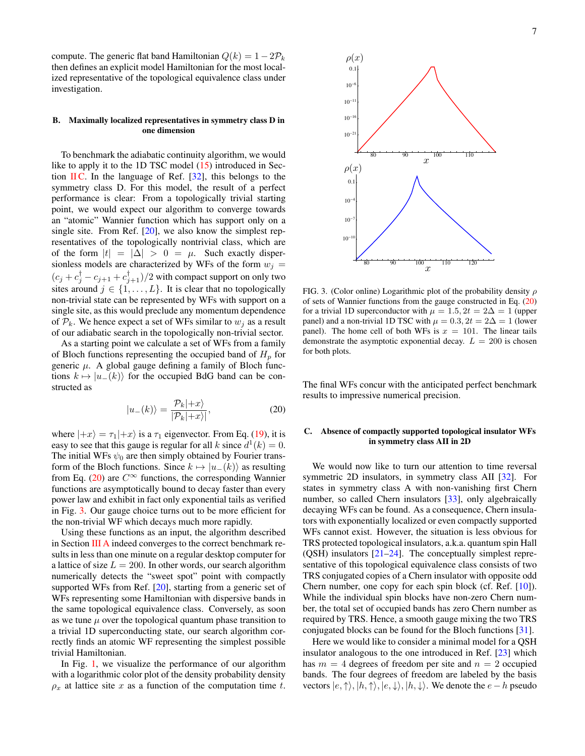compute. The generic flat band Hamiltonian $Q(k) = 1 - 2\mathcal{P}_k$ then defines an explicit model Hamiltonian for the most localized representative of the topological equivalence class under investigation.

### B. Maximally localized representatives in symmetry class D in one dimension

To benchmark the adiabatic continuity algorithm, we would like to apply it to the 1D TSC model (15) introduced in Section II C. In the language of Ref. [32], this belongs to the symmetry class D. For this model, the result of a perfect performance is clear: From a topologically trivial starting point, we would expect our algorithm to converge towards an "atomic" Wannier function which has support only on a single site. From Ref. [20], we also know the simplest representatives of the topologically nontrivial class, which are of the form $|t| = |\Delta| > 0 = \mu$. Such exactly dispersionless models are characterized by WFs of the form $w_j = (c_j + c_j^\dagger - c_{j+1} + c_{j+1}^\dagger)/2$ with compact support on only two sites around $j \in \{1, \ldots, L\}$. It is clear that no topologically non-trivial state can be represented by WFs with support on a single site, as this would preclude any momentum dependence of $\mathcal{P}_k$. We hence expect a set of WFs similar to $w_j$ as a result of our adiabatic search in the topologically non-trivial sector.

As a starting point we calculate a set of WFs from a family of Bloch functions representing the occupied band of $H_p$ for generic $\mu$. A global gauge defining a family of Bloch functions $k \mapsto |u_-(k)\rangle$ for the occupied BdG band can be constructed as

$$|u_-(k)\rangle = \frac{\mathcal{P}_k|+x\rangle}{|\mathcal{P}_k|+x\rangle|}, \tag{20}$$

where $|+x\rangle = \tau_1|+x\rangle$ is a $\tau_1$ eigenvector. From Eq. (19), it is easy to see that this gauge is regular for all $k$ since $d^1(k) = 0$. The initial WFs $\psi_0$ are then simply obtained by Fourier transform of the Bloch functions. Since $k \mapsto |u_-(k)\rangle$ as resulting from Eq. (20) are $C^\infty$ functions, the corresponding Wannier functions are asymptotically bound to decay faster than every power law and exhibit in fact only exponential tails as verified in Fig. 3. Our gauge choice turns out to be more efficient for the non-trivial WF which decays much more rapidly.

Using these functions as an input, the algorithm described in Section III A indeed converges to the correct benchmark results in less than one minute on a regular desktop computer for a lattice of size $L = 200$. In other words, our search algorithm numerically detects the "sweet spot" point with compactly supported WFs from Ref. [20], starting from a generic set of WFs representing some Hamiltonian with dispersive bands in the same topological equivalence class. Conversely, as soon as we tune $\mu$ over the topological quantum phase transition to a trivial 1D superconducting state, our search algorithm correctly finds an atomic WF representing the simplest possible trivial Hamiltonian.

In Fig. 1, we visualize the performance of our algorithm with a logarithmic color plot of the density probability density $\rho_x$ at lattice site $x$ as a function of the computation time $t$.

FIG. 3. (Color online) Logarithmic plot of the probability density $\rho$ of sets of Wannier functions from the gauge constructed in Eq. (20) for a trivial 1D superconductor with $\mu = 1.5, 2t = 2\Delta = 1$ (upper panel) and a non-trivial 1D TSC with $\mu = 0.3, 2t = 2\Delta = 1$ (lower panel). The home cell of both WFs is $x = 101$. The linear tails demonstrate the asymptotic exponential decay. $L = 200$ is chosen for both plots.

The final WFs concur with the anticipated perfect benchmark results to impressive numerical precision.

### C. Absence of compactly supported topological insulator WFs in symmetry class AII in 2D

We would now like to turn our attention to time reversal symmetric 2D insulators, in symmetry class AII [32]. For states in symmetry class A with non-vanishing first Chern number, so called Chern insulators [33], only algebraically decaying WFs can be found. As a consequence, Chern insulators with exponentially localized or even compactly supported WFs cannot exist. However, the situation is less obvious for TRS protected topological insulators, a.k.a. quantum spin Hall (QSH) insulators [21–24]. The conceptually simplest representative of this topological equivalence class consists of two TRS conjugated copies of a Chern insulator with opposite odd Chern number, one copy for each spin block (cf. Ref. [10]). While the individual spin blocks have non-zero Chern number, the total set of occupied bands has zero Chern number as required by TRS. Hence, a smooth gauge mixing the two TRS conjugated blocks can be found for the Bloch functions [31].

Here we would like to consider a minimal model for a QSH insulator analogous to the one introduced in Ref. [23] which has $m = 4$ degrees of freedom per site and $n = 2$ occupied bands. The four degrees of freedom are labeled by the basis vectors $|e, \uparrow\rangle, |h, \uparrow\rangle, |e, \downarrow\rangle, |h, \downarrow\rangle$. We denote the $e - h$ pseudo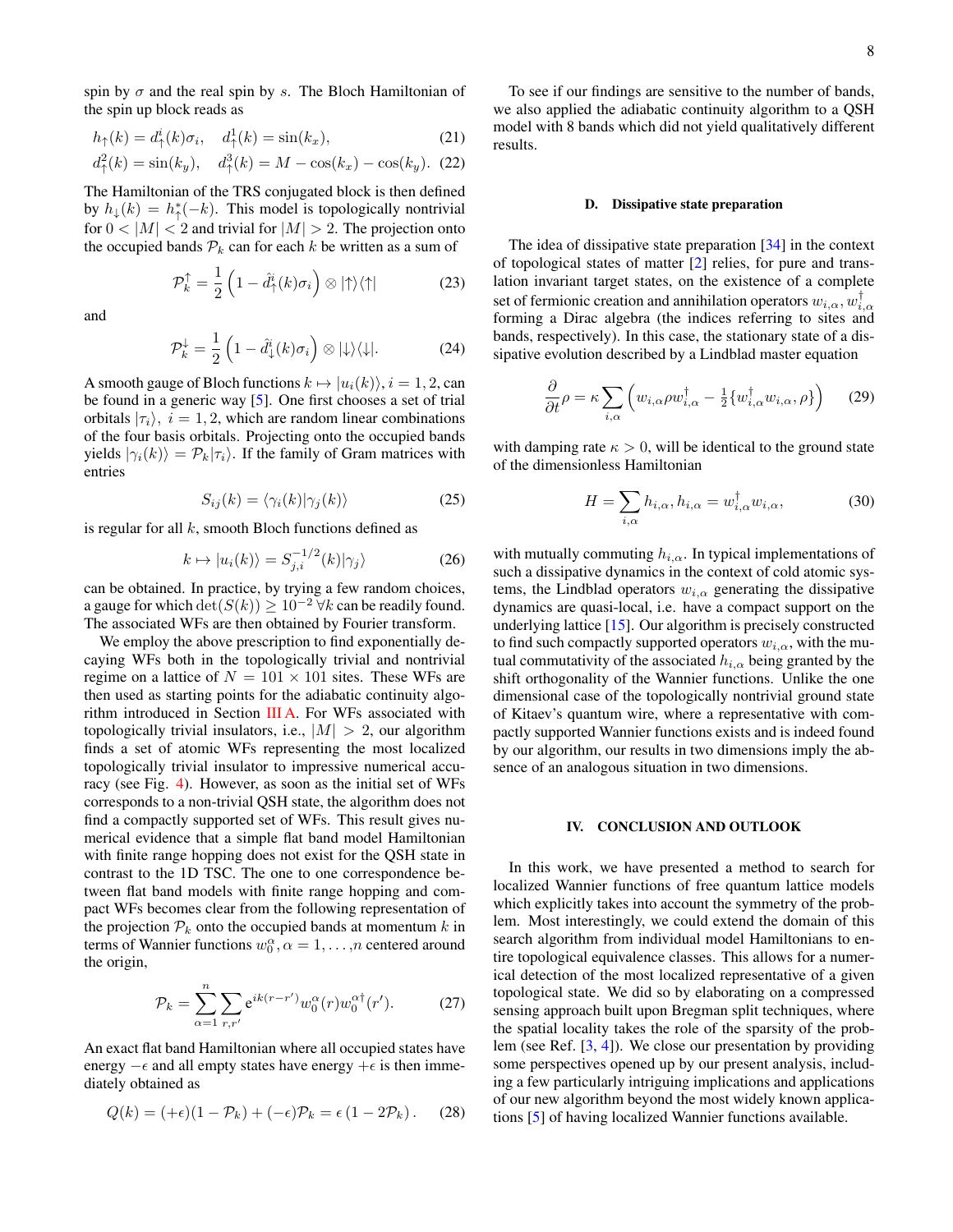spin by $\sigma$ and the real spin by $s$. The Bloch Hamiltonian of the spin up block reads as

$$h_\uparrow(k) = d^i_\uparrow(k)\sigma_i, \quad d^1_\uparrow(k) = \sin(k_x), \tag{21}$$

$$d^2_\uparrow(k) = \sin(k_y), \quad d^3_\uparrow(k) = M - \cos(k_x) - \cos(k_y). \tag{22}$$

The Hamiltonian of the TRS conjugated block is then defined by $h_\downarrow(k) = h^*_\uparrow(-k)$. This model is topologically nontrivial for $0 < |M| < 2$ and trivial for $|M| > 2$. The projection onto the occupied bands $\mathcal{P}_k$ can for each $k$ be written as a sum of

$$\mathcal{P}^\uparrow_k = \frac{1}{2}\left(1 - \hat{d}^i_\uparrow(k)\sigma_i\right) \otimes |\uparrow\rangle\langle\uparrow| \tag{23}$$

and

$$\mathcal{P}^\downarrow_k = \frac{1}{2}\left(1 - \hat{d}^i_\downarrow(k)\sigma_i\right) \otimes |\downarrow\rangle\langle\downarrow|. \tag{24}$$

A smooth gauge of Bloch functions $k \mapsto |u_i(k)\rangle, i = 1, 2$, can be found in a generic way [5]. One first chooses a set of trial orbitals $|\tau_i\rangle,\ i = 1, 2$, which are random linear combinations of the four basis orbitals. Projecting onto the occupied bands yields $|\gamma_i(k)\rangle = \mathcal{P}_k|\tau_i\rangle$. If the family of Gram matrices with entries

$$S_{ij}(k) = \langle\gamma_i(k)|\gamma_j(k)\rangle \tag{25}$$

is regular for all $k$, smooth Bloch functions defined as

$$k \mapsto |u_i(k)\rangle = S^{-1/2}_{j,i}(k)|\gamma_j\rangle \tag{26}$$

can be obtained. In practice, by trying a few random choices, a gauge for which $\det(S(k)) \geq 10^{-2}\ \forall k$ can be readily found. The associated WFs are then obtained by Fourier transform.

We employ the above prescription to find exponentially decaying WFs both in the topologically trivial and nontrivial regime on a lattice of $N = 101 \times 101$ sites. These WFs are then used as starting points for the adiabatic continuity algorithm introduced in Section III A. For WFs associated with topologically trivial insulators, i.e., $|M| > 2$, our algorithm finds a set of atomic WFs representing the most localized topologically trivial insulator to impressive numerical accuracy (see Fig. 4). However, as soon as the initial set of WFs corresponds to a non-trivial QSH state, the algorithm does not find a compactly supported set of WFs. This result gives numerical evidence that a simple flat band model Hamiltonian with finite range hopping does not exist for the QSH state in contrast to the 1D TSC. The one to one correspondence between flat band models with finite range hopping and compact WFs becomes clear from the following representation of the projection $\mathcal{P}_k$ onto the occupied bands at momentum $k$ in terms of Wannier functions $w^\alpha_0, \alpha = 1, \ldots, n$ centered around the origin,

$$\mathcal{P}_k = \sum_{\alpha=1}^{n}\sum_{r,r'} \mathrm{e}^{ik(r-r')} w^\alpha_0(r) w^{\alpha\dagger}_0(r'). \tag{27}$$

An exact flat band Hamiltonian where all occupied states have energy $-\epsilon$ and all empty states have energy $+\epsilon$ is then immediately obtained as

$$Q(k) = (+\epsilon)(1 - \mathcal{P}_k) + (-\epsilon)\mathcal{P}_k = \epsilon\,(1 - 2\mathcal{P}_k)\,. \tag{28}$$

To see if our findings are sensitive to the number of bands, we also applied the adiabatic continuity algorithm to a QSH model with 8 bands which did not yield qualitatively different results.

### D. Dissipative state preparation

The idea of dissipative state preparation [34] in the context of topological states of matter [2] relies, for pure and translation invariant target states, on the existence of a complete set of fermionic creation and annihilation operators $w_{i,\alpha}, w^\dagger_{i,\alpha}$ forming a Dirac algebra (the indices referring to sites and bands, respectively). In this case, the stationary state of a dissipative evolution described by a Lindblad master equation

$$\frac{\partial}{\partial t}\rho = \kappa \sum_{i,\alpha}\left(w_{i,\alpha}\rho w^\dagger_{i,\alpha} - \tfrac{1}{2}\{w^\dagger_{i,\alpha}w_{i,\alpha}, \rho\}\right) \tag{29}$$

with damping rate $\kappa > 0$, will be identical to the ground state of the dimensionless Hamiltonian

$$H = \sum_{i,\alpha} h_{i,\alpha}, h_{i,\alpha} = w^\dagger_{i,\alpha}w_{i,\alpha}, \tag{30}$$

with mutually commuting $h_{i,\alpha}$. In typical implementations of such a dissipative dynamics in the context of cold atomic systems, the Lindblad operators $w_{i,\alpha}$ generating the dissipative dynamics are quasi-local, i.e. have a compact support on the underlying lattice [15]. Our algorithm is precisely constructed to find such compactly supported operators $w_{i,\alpha}$, with the mutual commutativity of the associated $h_{i,\alpha}$ being granted by the shift orthogonality of the Wannier functions. Unlike the one dimensional case of the topologically nontrivial ground state of Kitaev's quantum wire, where a representative with compactly supported Wannier functions exists and is indeed found by our algorithm, our results in two dimensions imply the absence of an analogous situation in two dimensions.

## IV. CONCLUSION AND OUTLOOK

In this work, we have presented a method to search for localized Wannier functions of free quantum lattice models which explicitly takes into account the symmetry of the problem. Most interestingly, we could extend the domain of this search algorithm from individual model Hamiltonians to entire topological equivalence classes. This allows for a numerical detection of the most localized representative of a given topological state. We did so by elaborating on a compressed sensing approach built upon Bregman split techniques, where the spatial locality takes the role of the sparsity of the problem (see Ref. [3, 4]). We close our presentation by providing some perspectives opened up by our present analysis, including a few particularly intriguing implications and applications of our new algorithm beyond the most widely known applications [5] of having localized Wannier functions available.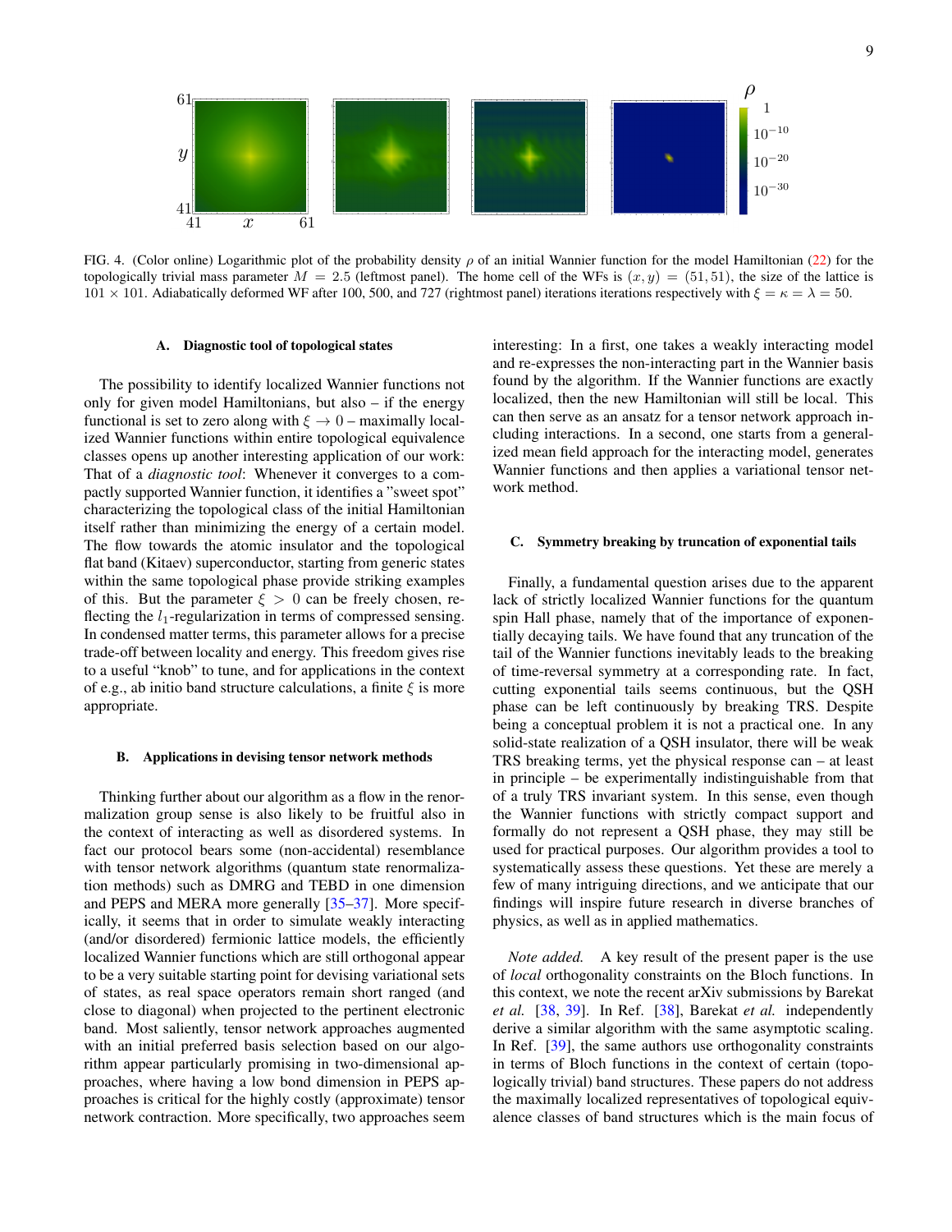FIG. 4. (Color online) Logarithmic plot of the probability density $\rho$ of an initial Wannier function for the model Hamiltonian (22) for the topologically trivial mass parameter $M = 2.5$ (leftmost panel). The home cell of the WFs is $(x, y) = (51, 51)$, the size of the lattice is $101 \times 101$. Adiabatically deformed WF after 100, 500, and 727 (rightmost panel) iterations iterations respectively with $\xi = \kappa = \lambda = 50$.

### A. Diagnostic tool of topological states

The possibility to identify localized Wannier functions not only for given model Hamiltonians, but also – if the energy functional is set to zero along with $\xi \to 0$ – maximally localized Wannier functions within entire topological equivalence classes opens up another interesting application of our work: That of a *diagnostic tool*: Whenever it converges to a compactly supported Wannier function, it identifies a "sweet spot" characterizing the topological class of the initial Hamiltonian itself rather than minimizing the energy of a certain model. The flow towards the atomic insulator and the topological flat band (Kitaev) superconductor, starting from generic states within the same topological phase provide striking examples of this. But the parameter $\xi > 0$ can be freely chosen, reflecting the $l_1$-regularization in terms of compressed sensing. In condensed matter terms, this parameter allows for a precise trade-off between locality and energy. This freedom gives rise to a useful "knob" to tune, and for applications in the context of e.g., ab initio band structure calculations, a finite $\xi$ is more appropriate.

### B. Applications in devising tensor network methods

Thinking further about our algorithm as a flow in the renormalization group sense is also likely to be fruitful also in the context of interacting as well as disordered systems. In fact our protocol bears some (non-accidental) resemblance with tensor network algorithms (quantum state renormalization methods) such as DMRG and TEBD in one dimension and PEPS and MERA more generally [35–37]. More specifically, it seems that in order to simulate weakly interacting (and/or disordered) fermionic lattice models, the efficiently localized Wannier functions which are still orthogonal appear to be a very suitable starting point for devising variational sets of states, as real space operators remain short ranged (and close to diagonal) when projected to the pertinent electronic band. Most saliently, tensor network approaches augmented with an initial preferred basis selection based on our algorithm appear particularly promising in two-dimensional approaches, where having a low bond dimension in PEPS approaches is critical for the highly costly (approximate) tensor network contraction. More specifically, two approaches seem interesting: In a first, one takes a weakly interacting model and re-expresses the non-interacting part in the Wannier basis found by the algorithm. If the Wannier functions are exactly localized, then the new Hamiltonian will still be local. This can then serve as an ansatz for a tensor network approach including interactions. In a second, one starts from a generalized mean field approach for the interacting model, generates Wannier functions and then applies a variational tensor network method.

### C. Symmetry breaking by truncation of exponential tails

Finally, a fundamental question arises due to the apparent lack of strictly localized Wannier functions for the quantum spin Hall phase, namely that of the importance of exponentially decaying tails. We have found that any truncation of the tail of the Wannier functions inevitably leads to the breaking of time-reversal symmetry at a corresponding rate. In fact, cutting exponential tails seems continuous, but the QSH phase can be left continuously by breaking TRS. Despite being a conceptual problem it is not a practical one. In any solid-state realization of a QSH insulator, there will be weak TRS breaking terms, yet the physical response can – at least in principle – be experimentally indistinguishable from that of a truly TRS invariant system. In this sense, even though the Wannier functions with strictly compact support and formally do not represent a QSH phase, they may still be used for practical purposes. Our algorithm provides a tool to systematically assess these questions. Yet these are merely a few of many intriguing directions, and we anticipate that our findings will inspire future research in diverse branches of physics, as well as in applied mathematics.

*Note added.* A key result of the present paper is the use of *local* orthogonality constraints on the Bloch functions. In this context, we note the recent arXiv submissions by Barekat *et al.* [38, 39]. In Ref. [38], Barekat *et al.* independently derive a similar algorithm with the same asymptotic scaling. In Ref. [39], the same authors use orthogonality constraints in terms of Bloch functions in the context of certain (topologically trivial) band structures. These papers do not address the maximally localized representatives of topological equivalence classes of band structures which is the main focus of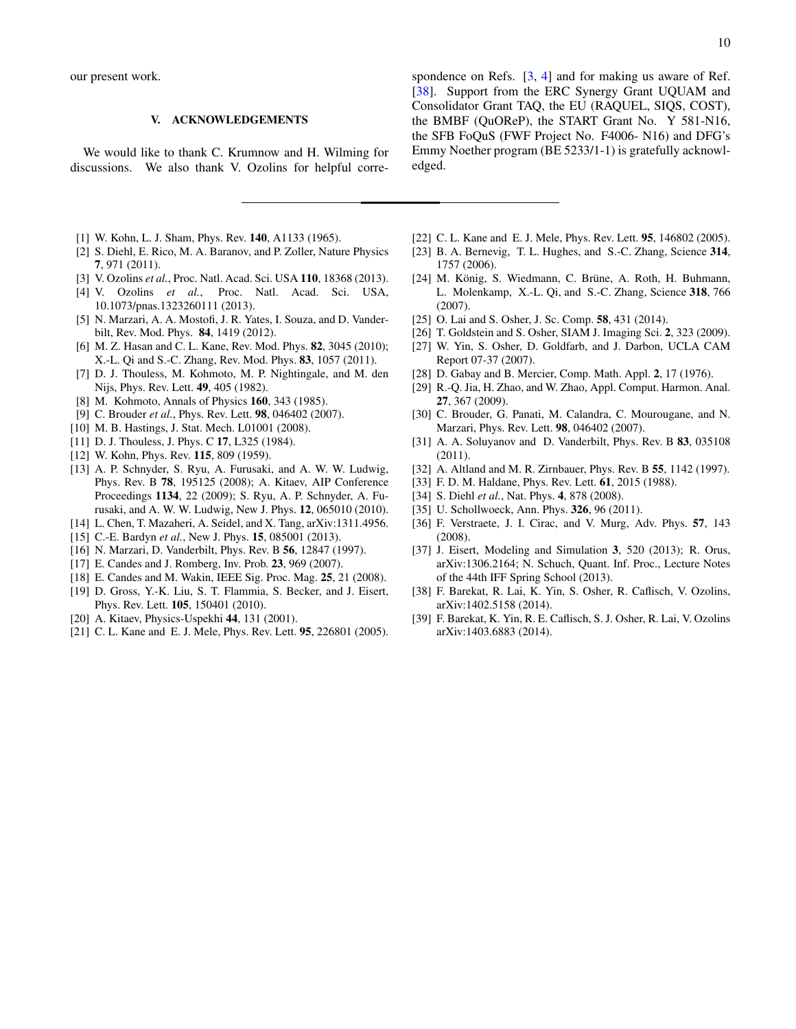our present work.

## V. ACKNOWLEDGEMENTS

We would like to thank C. Krumnow and H. Wilming for discussions. We also thank V. Ozolins for helpful correspondence on Refs. [3, 4] and for making us aware of Ref. [38]. Support from the ERC Synergy Grant UQUAM and Consolidator Grant TAQ, the EU (RAQUEL, SIQS, COST), the BMBF (QuOReP), the START Grant No. Y 581-N16, the SFB FoQuS (FWF Project No. F4006- N16) and DFG's Emmy Noether program (BE 5233/1-1) is gratefully acknowledged.

---

[1] W. Kohn, L. J. Sham, Phys. Rev. **140**, A1133 (1965).

[2] S. Diehl, E. Rico, M. A. Baranov, and P. Zoller, Nature Physics **7**, 971 (2011).

[3] V. Ozolins *et al.*, Proc. Natl. Acad. Sci. USA **110**, 18368 (2013).

[4] V. Ozolins *et al.*, Proc. Natl. Acad. Sci. USA, 10.1073/pnas.1323260111 (2013).

[5] N. Marzari, A. A. Mostofi, J. R. Yates, I. Souza, and D. Vanderbilt, Rev. Mod. Phys. **84**, 1419 (2012).

[6] M. Z. Hasan and C. L. Kane, Rev. Mod. Phys. **82**, 3045 (2010); X.-L. Qi and S.-C. Zhang, Rev. Mod. Phys. **83**, 1057 (2011).

[7] D. J. Thouless, M. Kohmoto, M. P. Nightingale, and M. den Nijs, Phys. Rev. Lett. **49**, 405 (1982).

[8] M. Kohmoto, Annals of Physics **160**, 343 (1985).

[9] C. Brouder *et al.*, Phys. Rev. Lett. **98**, 046402 (2007).

[10] M. B. Hastings, J. Stat. Mech. L01001 (2008).

[11] D. J. Thouless, J. Phys. C **17**, L325 (1984).

[12] W. Kohn, Phys. Rev. **115**, 809 (1959).

[13] A. P. Schnyder, S. Ryu, A. Furusaki, and A. W. W. Ludwig, Phys. Rev. B **78**, 195125 (2008); A. Kitaev, AIP Conference Proceedings **1134**, 22 (2009); S. Ryu, A. P. Schnyder, A. Furusaki, and A. W. W. Ludwig, New J. Phys. **12**, 065010 (2010).

[14] L. Chen, T. Mazaheri, A. Seidel, and X. Tang, arXiv:1311.4956.

[15] C.-E. Bardyn *et al.*, New J. Phys. **15**, 085001 (2013).

[16] N. Marzari, D. Vanderbilt, Phys. Rev. B **56**, 12847 (1997).

[17] E. Candes and J. Romberg, Inv. Prob. **23**, 969 (2007).

[18] E. Candes and M. Wakin, IEEE Sig. Proc. Mag. **25**, 21 (2008).

[19] D. Gross, Y.-K. Liu, S. T. Flammia, S. Becker, and J. Eisert, Phys. Rev. Lett. **105**, 150401 (2010).

[20] A. Kitaev, Physics-Uspekhi **44**, 131 (2001).

[21] C. L. Kane and E. J. Mele, Phys. Rev. Lett. **95**, 226801 (2005).

[22] C. L. Kane and E. J. Mele, Phys. Rev. Lett. **95**, 146802 (2005).

[23] B. A. Bernevig, T. L. Hughes, and S.-C. Zhang, Science **314**, 1757 (2006).

[24] M. König, S. Wiedmann, C. Brüne, A. Roth, H. Buhmann, L. Molenkamp, X.-L. Qi, and S.-C. Zhang, Science **318**, 766 (2007).

[25] O. Lai and S. Osher, J. Sc. Comp. **58**, 431 (2014).

[26] T. Goldstein and S. Osher, SIAM J. Imaging Sci. **2**, 323 (2009).

[27] W. Yin, S. Osher, D. Goldfarb, and J. Darbon, UCLA CAM Report 07-37 (2007).

[28] D. Gabay and B. Mercier, Comp. Math. Appl. **2**, 17 (1976).

[29] R.-Q. Jia, H. Zhao, and W. Zhao, Appl. Comput. Harmon. Anal. **27**, 367 (2009).

[30] C. Brouder, G. Panati, M. Calandra, C. Mourougane, and N. Marzari, Phys. Rev. Lett. **98**, 046402 (2007).

[31] A. A. Soluyanov and D. Vanderbilt, Phys. Rev. B **83**, 035108 (2011).

[32] A. Altland and M. R. Zirnbauer, Phys. Rev. B **55**, 1142 (1997).

[33] F. D. M. Haldane, Phys. Rev. Lett. **61**, 2015 (1988).

[34] S. Diehl *et al.*, Nat. Phys. **4**, 878 (2008).

[35] U. Schollwoeck, Ann. Phys. **326**, 96 (2011).

[36] F. Verstraete, J. I. Cirac, and V. Murg, Adv. Phys. **57**, 143 (2008).

[37] J. Eisert, Modeling and Simulation **3**, 520 (2013); R. Orus, arXiv:1306.2164; N. Schuch, Quant. Inf. Proc., Lecture Notes of the 44th IFF Spring School (2013).

[38] F. Barekat, R. Lai, K. Yin, S. Osher, R. Caflisch, V. Ozolins, arXiv:1402.5158 (2014).

[39] F. Barekat, K. Yin, R. E. Caflisch, S. J. Osher, R. Lai, V. Ozolins arXiv:1403.6883 (2014).